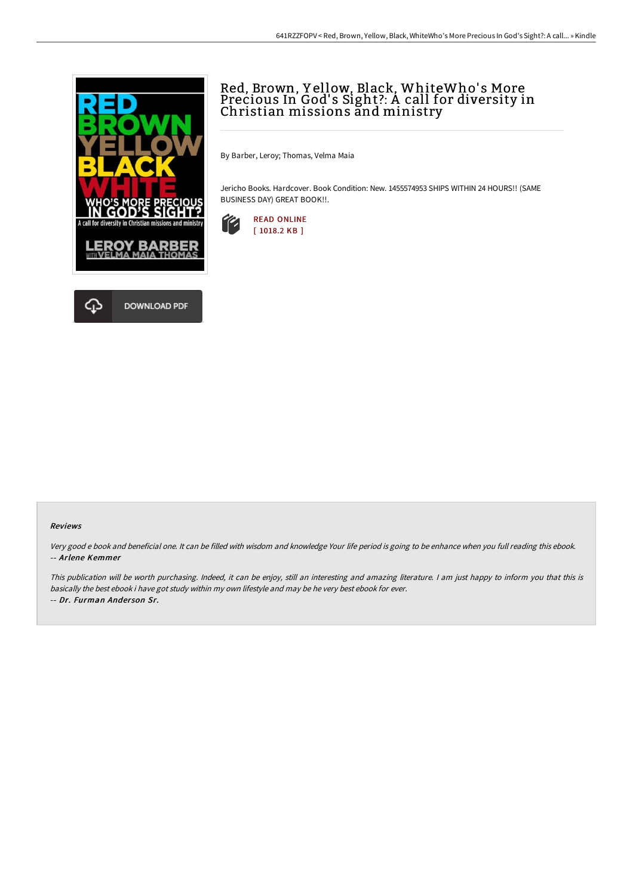# Red, Brown, Yellow, Black, WhiteWho's More Precious In God's Sight?: A call for diversity in Christian missions and ministry

By Barber, Leroy; Thomas, Velma Maia

Jericho Books. Hardcover. Book Condition: New. 1455574953 SHIPS WITHIN 24 HOURS!! (SAME BUSINESS DAY) GREAT BOOK!!.

READ ONLINE
[ 1018.2 KB ]

DOWNLOAD PDF

#### Reviews

*Very good e book and beneficial one. It can be filled with wisdom and knowledge Your life period is going to be enhance when you full reading this ebook.*
*-- **Arlene Kemmer***

*This publication will be worth purchasing. Indeed, it can be enjoy, still an interesting and amazing literature. I am just happy to inform you that this is basically the best ebook i have got study within my own lifestyle and may be he very best ebook for ever.*
*-- **Dr. Furman Anderson Sr.***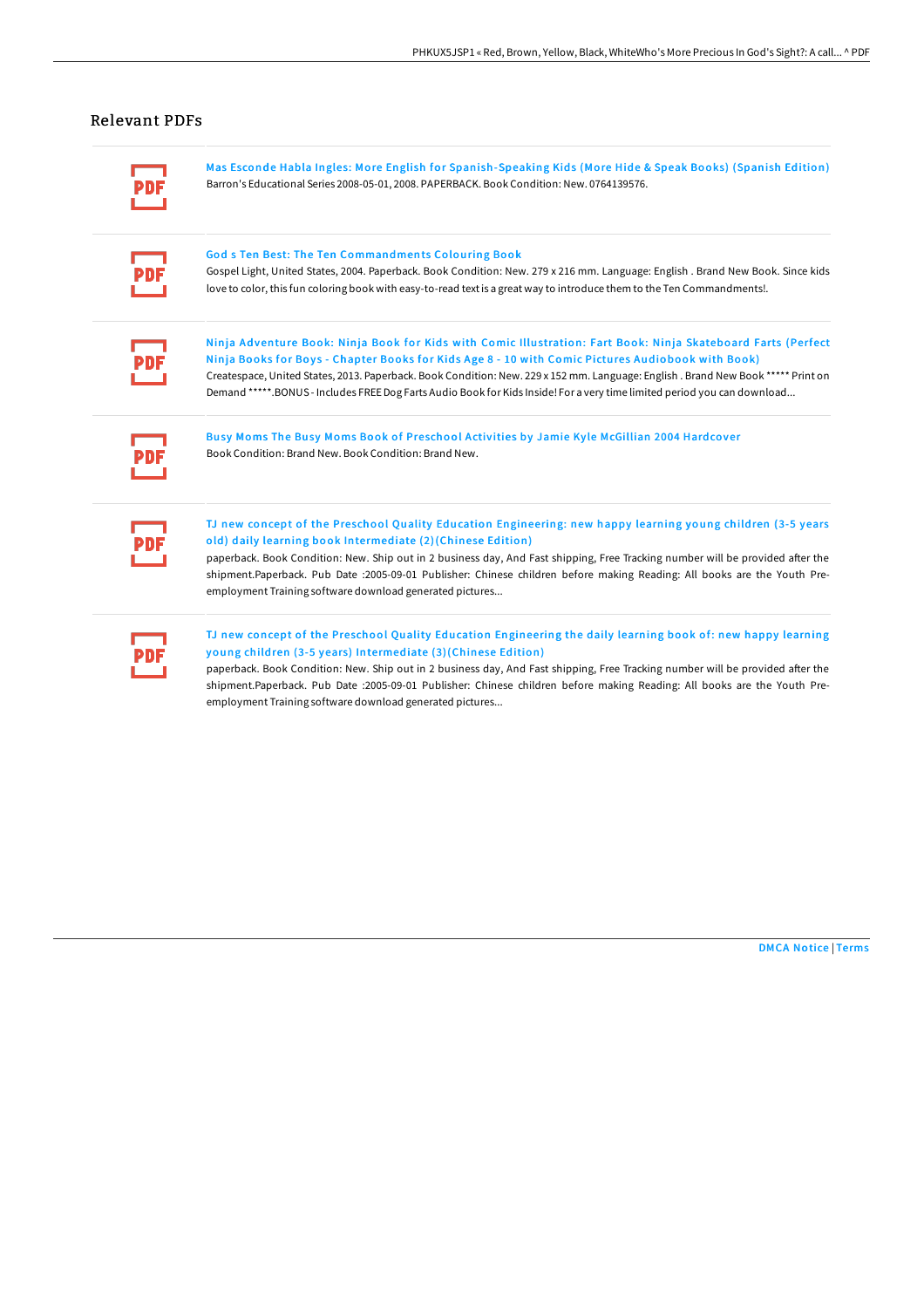## Relevant PDFs

Mas Esconde Habla Ingles: More English for Spanish-Speaking Kids (More Hide & Speak Books) (Spanish Edition)
Barron's Educational Series 2008-05-01, 2008. PAPERBACK. Book Condition: New. 0764139576.

God s Ten Best: The Ten Commandments Colouring Book
Gospel Light, United States, 2004. Paperback. Book Condition: New. 279 x 216 mm. Language: English . Brand New Book. Since kids love to color, this fun coloring book with easy-to-read text is a great way to introduce them to the Ten Commandments!.

Ninja Adventure Book: Ninja Book for Kids with Comic Illustration: Fart Book: Ninja Skateboard Farts (Perfect Ninja Books for Boys - Chapter Books for Kids Age 8 - 10 with Comic Pictures Audiobook with Book)
Createspace, United States, 2013. Paperback. Book Condition: New. 229 x 152 mm. Language: English . Brand New Book ***** Print on Demand *****.BONUS - Includes FREE Dog Farts Audio Book for Kids Inside! For a very time limited period you can download...

Busy Moms The Busy Moms Book of Preschool Activities by Jamie Kyle McGillian 2004 Hardcover
Book Condition: Brand New. Book Condition: Brand New.

TJ new concept of the Preschool Quality Education Engineering: new happy learning young children (3-5 years old) daily learning book Intermediate (2)(Chinese Edition)
paperback. Book Condition: New. Ship out in 2 business day, And Fast shipping, Free Tracking number will be provided after the shipment.Paperback. Pub Date :2005-09-01 Publisher: Chinese children before making Reading: All books are the Youth Pre-employment Training software download generated pictures...

TJ new concept of the Preschool Quality Education Engineering the daily learning book of: new happy learning young children (3-5 years) Intermediate (3)(Chinese Edition)
paperback. Book Condition: New. Ship out in 2 business day, And Fast shipping, Free Tracking number will be provided after the shipment.Paperback. Pub Date :2005-09-01 Publisher: Chinese children before making Reading: All books are the Youth Pre-employment Training software download generated pictures...